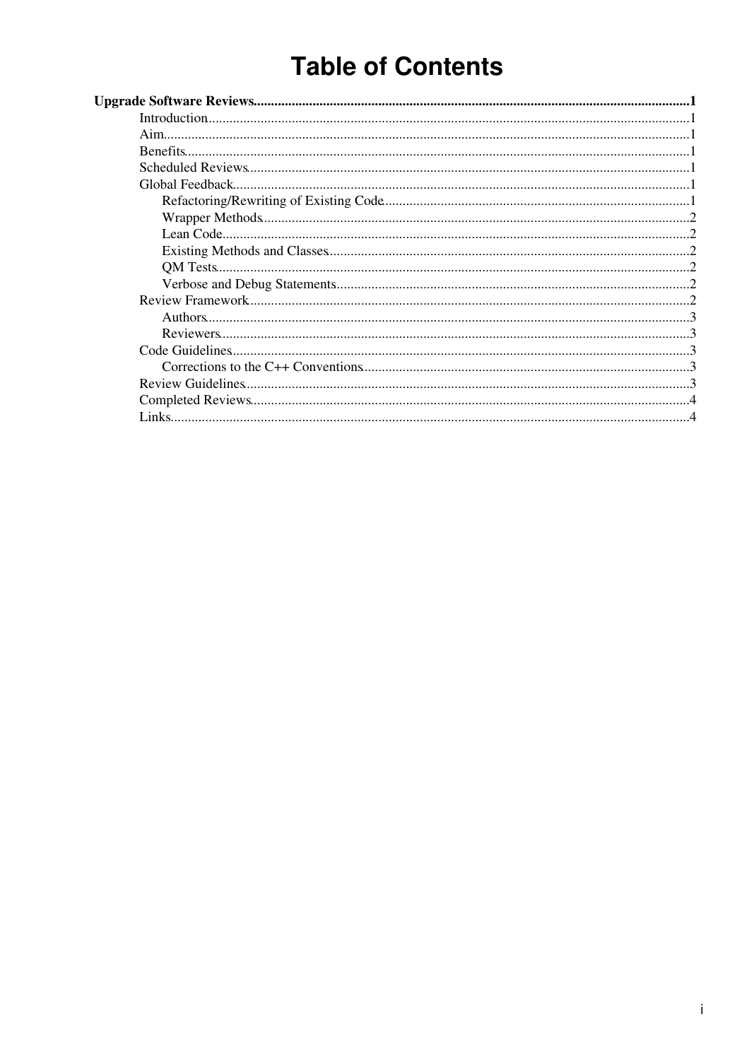# Table of Contents

**Upgrade Software Reviews**......1

- Introduction......1
- Aim......1
- Benefits......1
- Scheduled Reviews......1
- Global Feedback......1
  - Refactoring/Rewriting of Existing Code......1
  - Wrapper Methods......2
  - Lean Code......2
  - Existing Methods and Classes......2
  - QM Tests......2
  - Verbose and Debug Statements......2
- Review Framework......2
  - Authors......3
  - Reviewers......3
- Code Guidelines......3
  - Corrections to the C++ Conventions......3
- Review Guidelines......3
- Completed Reviews......4
- Links......4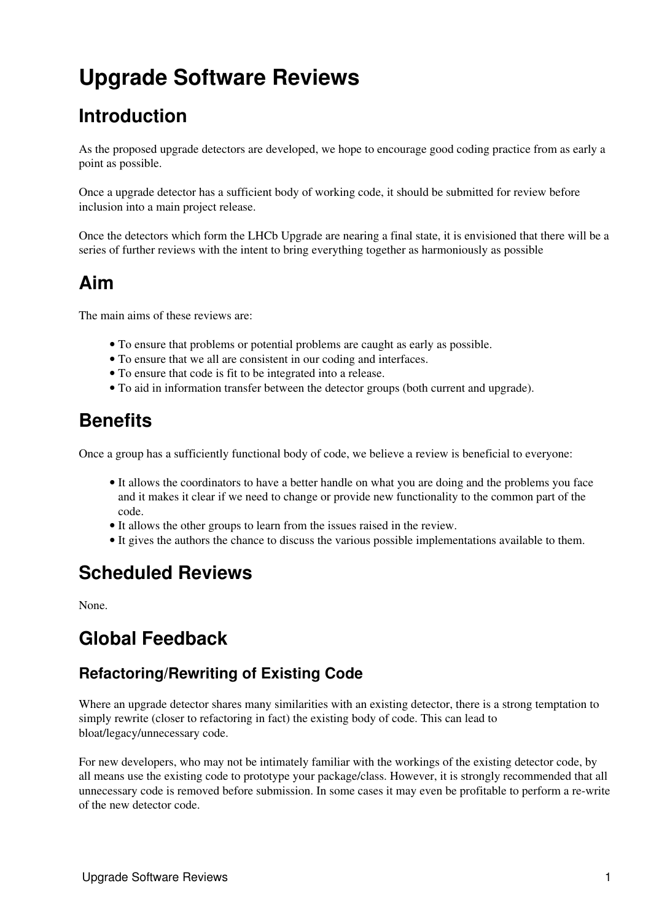# Upgrade Software Reviews

## Introduction

As the proposed upgrade detectors are developed, we hope to encourage good coding practice from as early a point as possible.

Once a upgrade detector has a sufficient body of working code, it should be submitted for review before inclusion into a main project release.

Once the detectors which form the LHCb Upgrade are nearing a final state, it is envisioned that there will be a series of further reviews with the intent to bring everything together as harmoniously as possible

## Aim

The main aims of these reviews are:

- To ensure that problems or potential problems are caught as early as possible.
- To ensure that we all are consistent in our coding and interfaces.
- To ensure that code is fit to be integrated into a release.
- To aid in information transfer between the detector groups (both current and upgrade).

## Benefits

Once a group has a sufficiently functional body of code, we believe a review is beneficial to everyone:

- It allows the coordinators to have a better handle on what you are doing and the problems you face and it makes it clear if we need to change or provide new functionality to the common part of the code.
- It allows the other groups to learn from the issues raised in the review.
- It gives the authors the chance to discuss the various possible implementations available to them.

## Scheduled Reviews

None.

## Global Feedback

### Refactoring/Rewriting of Existing Code

Where an upgrade detector shares many similarities with an existing detector, there is a strong temptation to simply rewrite (closer to refactoring in fact) the existing body of code. This can lead to bloat/legacy/unnecessary code.

For new developers, who may not be intimately familiar with the workings of the existing detector code, by all means use the existing code to prototype your package/class. However, it is strongly recommended that all unnecessary code is removed before submission. In some cases it may even be profitable to perform a re-write of the new detector code.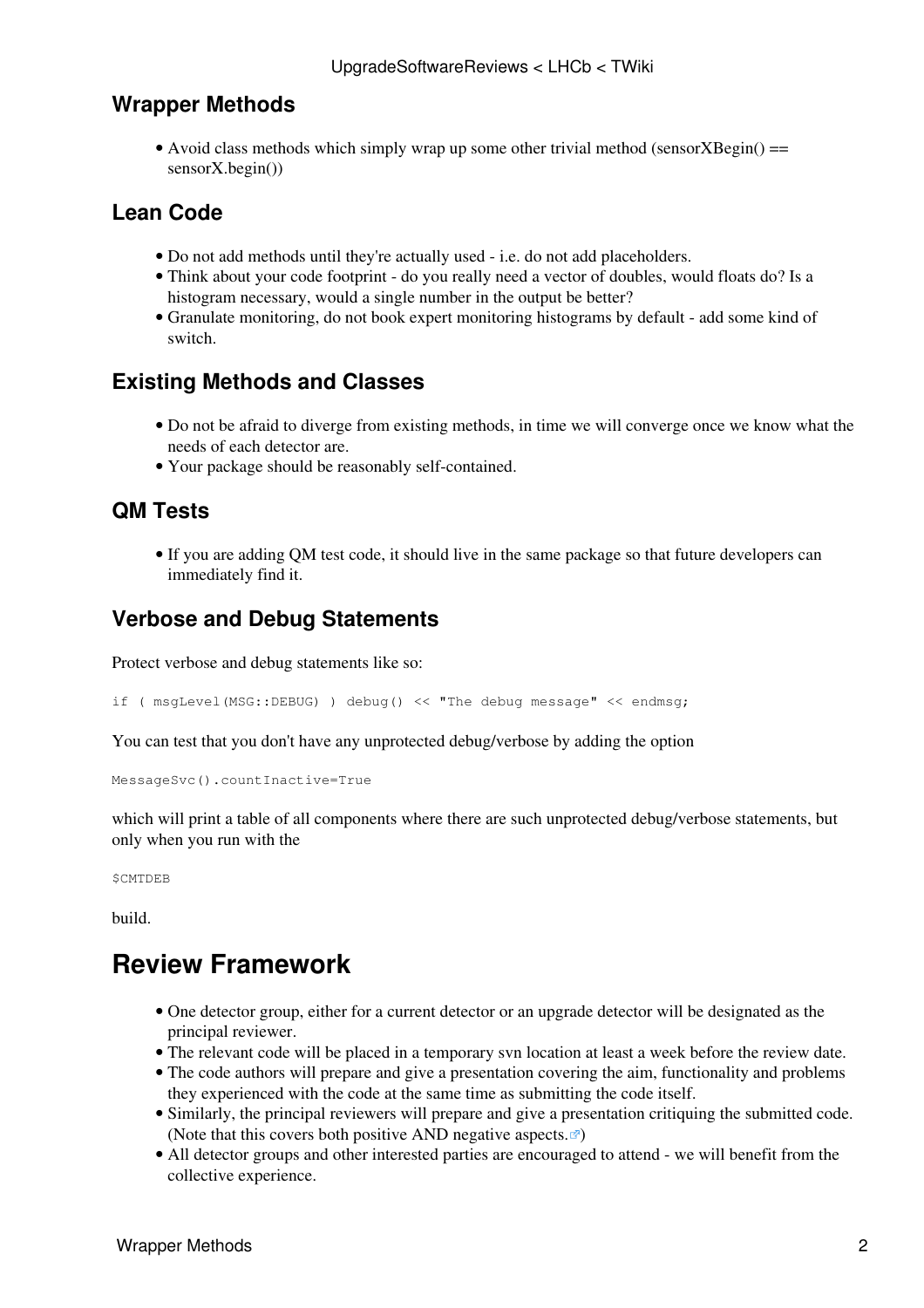### Wrapper Methods

- Avoid class methods which simply wrap up some other trivial method (sensorXBegin() == sensorX.begin())

### Lean Code

- Do not add methods until they're actually used - i.e. do not add placeholders.
- Think about your code footprint - do you really need a vector of doubles, would floats do? Is a histogram necessary, would a single number in the output be better?
- Granulate monitoring, do not book expert monitoring histograms by default - add some kind of switch.

### Existing Methods and Classes

- Do not be afraid to diverge from existing methods, in time we will converge once we know what the needs of each detector are.
- Your package should be reasonably self-contained.

### QM Tests

- If you are adding QM test code, it should live in the same package so that future developers can immediately find it.

### Verbose and Debug Statements

Protect verbose and debug statements like so:

```
if ( msgLevel(MSG::DEBUG) ) debug() << "The debug message" << endmsg;
```

You can test that you don't have any unprotected debug/verbose by adding the option

```
MessageSvc().countInactive=True
```

which will print a table of all components where there are such unprotected debug/verbose statements, but only when you run with the

```
$CMTDEB
```

build.

## Review Framework

- One detector group, either for a current detector or an upgrade detector will be designated as the principal reviewer.
- The relevant code will be placed in a temporary svn location at least a week before the review date.
- The code authors will prepare and give a presentation covering the aim, functionality and problems they experienced with the code at the same time as submitting the code itself.
- Similarly, the principal reviewers will prepare and give a presentation critiquing the submitted code. (Note that this covers both positive AND negative aspects.)
- All detector groups and other interested parties are encouraged to attend - we will benefit from the collective experience.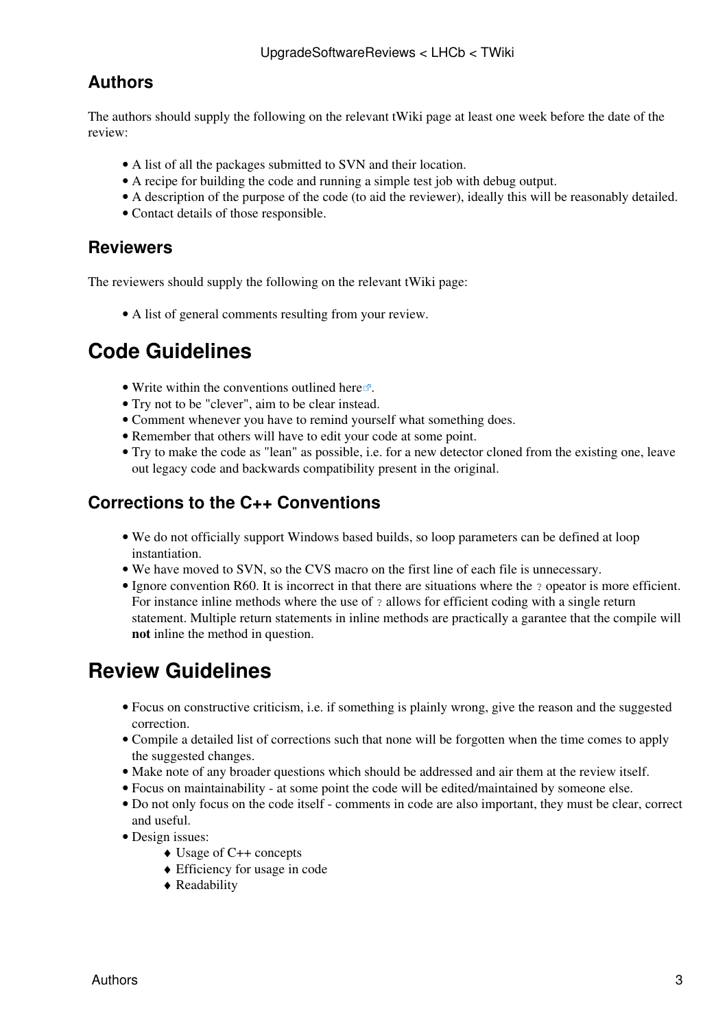## Authors

The authors should supply the following on the relevant tWiki page at least one week before the date of the review:

- A list of all the packages submitted to SVN and their location.
- A recipe for building the code and running a simple test job with debug output.
- A description of the purpose of the code (to aid the reviewer), ideally this will be reasonably detailed.
- Contact details of those responsible.

## Reviewers

The reviewers should supply the following on the relevant tWiki page:

- A list of general comments resulting from your review.

# Code Guidelines

- Write within the conventions outlined here.
- Try not to be "clever", aim to be clear instead.
- Comment whenever you have to remind yourself what something does.
- Remember that others will have to edit your code at some point.
- Try to make the code as "lean" as possible, i.e. for a new detector cloned from the existing one, leave out legacy code and backwards compatibility present in the original.

## Corrections to the C++ Conventions

- We do not officially support Windows based builds, so loop parameters can be defined at loop instantiation.
- We have moved to SVN, so the CVS macro on the first line of each file is unnecessary.
- Ignore convention R60. It is incorrect in that there are situations where the `?` opeator is more efficient. For instance inline methods where the use of `?` allows for efficient coding with a single return statement. Multiple return statements in inline methods are practically a garantee that the compile will **not** inline the method in question.

# Review Guidelines

- Focus on constructive criticism, i.e. if something is plainly wrong, give the reason and the suggested correction.
- Compile a detailed list of corrections such that none will be forgotten when the time comes to apply the suggested changes.
- Make note of any broader questions which should be addressed and air them at the review itself.
- Focus on maintainability - at some point the code will be edited/maintained by someone else.
- Do not only focus on the code itself - comments in code are also important, they must be clear, correct and useful.
- Design issues:
    - Usage of C++ concepts
    - Efficiency for usage in code
    - Readability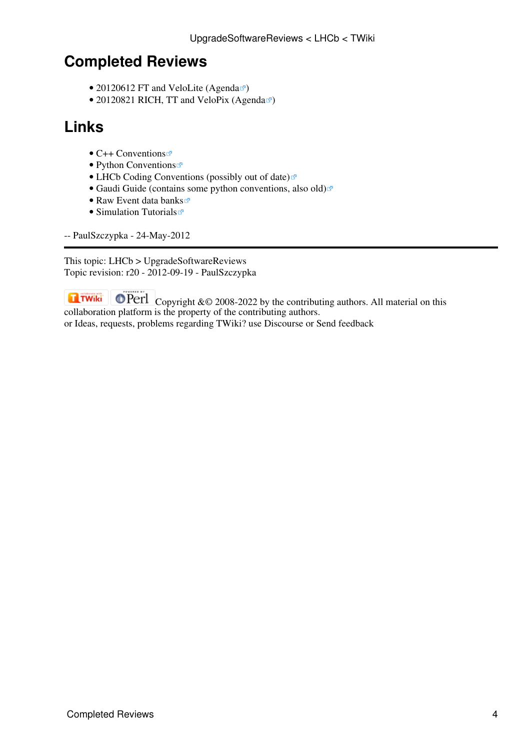## Completed Reviews

- 20120612 FT and VeloLite (Agenda)
- 20120821 RICH, TT and VeloPix (Agenda)

## Links

- C++ Conventions
- Python Conventions
- LHCb Coding Conventions (possibly out of date)
- Gaudi Guide (contains some python conventions, also old)
- Raw Event data banks
- Simulation Tutorials

-- PaulSzczypka - 24-May-2012

---

This topic: LHCb > UpgradeSoftwareReviews
Topic revision: r20 - 2012-09-19 - PaulSzczypka

Copyright &© 2008-2022 by the contributing authors. All material on this collaboration platform is the property of the contributing authors.
or Ideas, requests, problems regarding TWiki? use Discourse or Send feedback